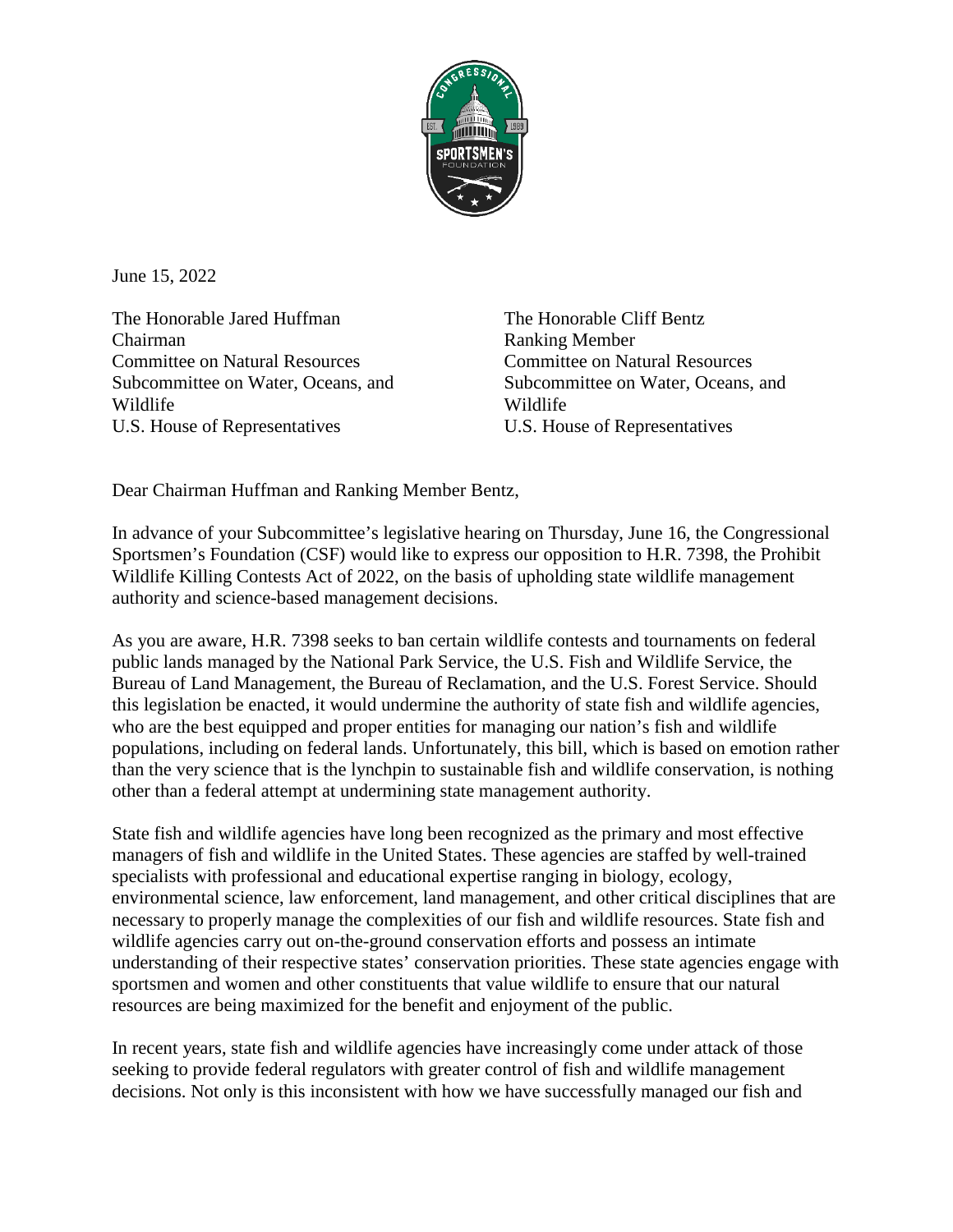June 15, 2022

The Honorable Jared Huffman
Chairman
Committee on Natural Resources
Subcommittee on Water, Oceans, and Wildlife
U.S. House of Representatives

The Honorable Cliff Bentz
Ranking Member
Committee on Natural Resources
Subcommittee on Water, Oceans, and Wildlife
U.S. House of Representatives

Dear Chairman Huffman and Ranking Member Bentz,

In advance of your Subcommittee's legislative hearing on Thursday, June 16, the Congressional Sportsmen's Foundation (CSF) would like to express our opposition to H.R. 7398, the Prohibit Wildlife Killing Contests Act of 2022, on the basis of upholding state wildlife management authority and science-based management decisions.

As you are aware, H.R. 7398 seeks to ban certain wildlife contests and tournaments on federal public lands managed by the National Park Service, the U.S. Fish and Wildlife Service, the Bureau of Land Management, the Bureau of Reclamation, and the U.S. Forest Service. Should this legislation be enacted, it would undermine the authority of state fish and wildlife agencies, who are the best equipped and proper entities for managing our nation's fish and wildlife populations, including on federal lands. Unfortunately, this bill, which is based on emotion rather than the very science that is the lynchpin to sustainable fish and wildlife conservation, is nothing other than a federal attempt at undermining state management authority.

State fish and wildlife agencies have long been recognized as the primary and most effective managers of fish and wildlife in the United States. These agencies are staffed by well-trained specialists with professional and educational expertise ranging in biology, ecology, environmental science, law enforcement, land management, and other critical disciplines that are necessary to properly manage the complexities of our fish and wildlife resources. State fish and wildlife agencies carry out on-the-ground conservation efforts and possess an intimate understanding of their respective states' conservation priorities. These state agencies engage with sportsmen and women and other constituents that value wildlife to ensure that our natural resources are being maximized for the benefit and enjoyment of the public.

In recent years, state fish and wildlife agencies have increasingly come under attack of those seeking to provide federal regulators with greater control of fish and wildlife management decisions. Not only is this inconsistent with how we have successfully managed our fish and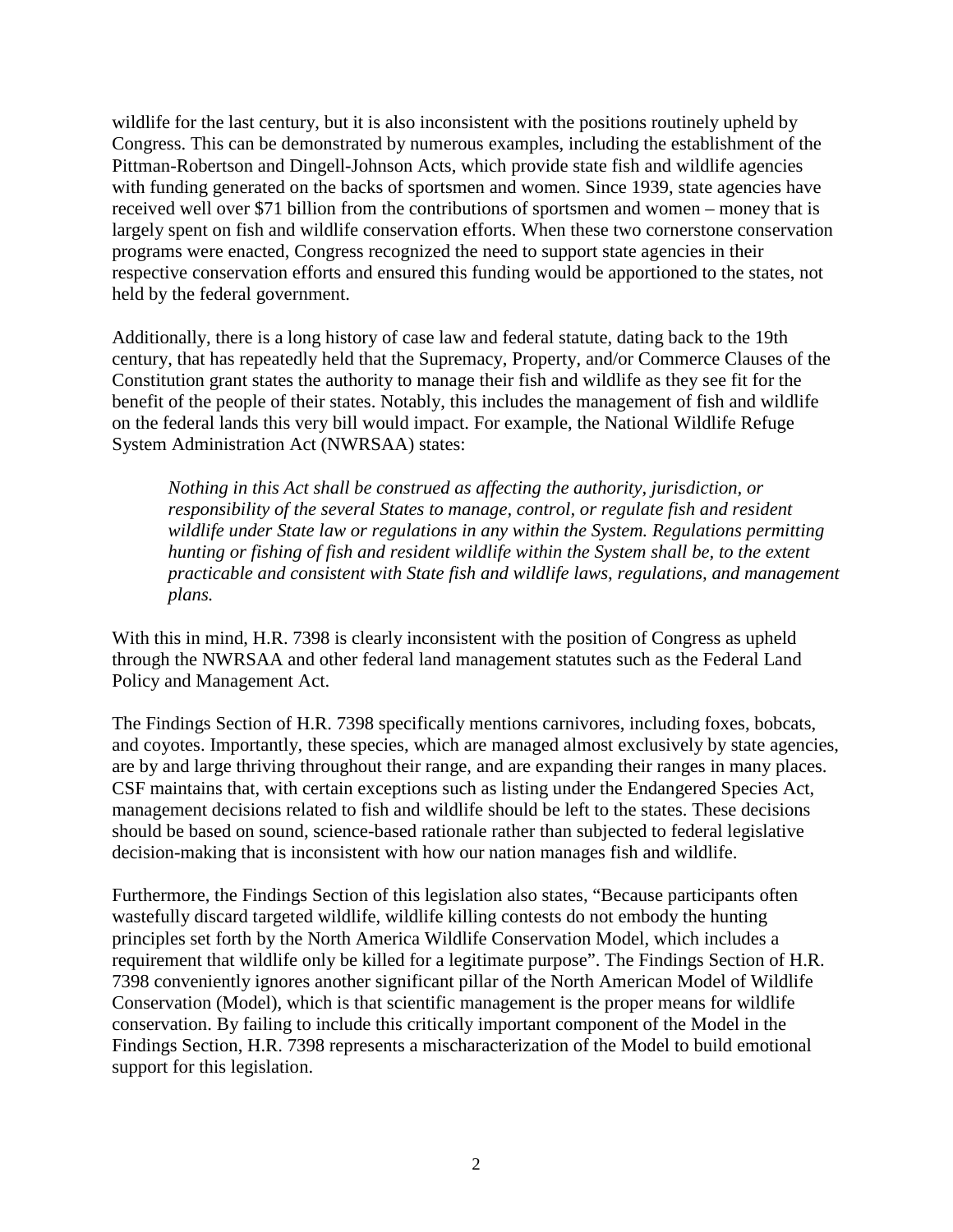wildlife for the last century, but it is also inconsistent with the positions routinely upheld by Congress. This can be demonstrated by numerous examples, including the establishment of the Pittman-Robertson and Dingell-Johnson Acts, which provide state fish and wildlife agencies with funding generated on the backs of sportsmen and women. Since 1939, state agencies have received well over $71 billion from the contributions of sportsmen and women – money that is largely spent on fish and wildlife conservation efforts. When these two cornerstone conservation programs were enacted, Congress recognized the need to support state agencies in their respective conservation efforts and ensured this funding would be apportioned to the states, not held by the federal government.

Additionally, there is a long history of case law and federal statute, dating back to the 19th century, that has repeatedly held that the Supremacy, Property, and/or Commerce Clauses of the Constitution grant states the authority to manage their fish and wildlife as they see fit for the benefit of the people of their states. Notably, this includes the management of fish and wildlife on the federal lands this very bill would impact. For example, the National Wildlife Refuge System Administration Act (NWRSAA) states:

> *Nothing in this Act shall be construed as affecting the authority, jurisdiction, or responsibility of the several States to manage, control, or regulate fish and resident wildlife under State law or regulations in any within the System. Regulations permitting hunting or fishing of fish and resident wildlife within the System shall be, to the extent practicable and consistent with State fish and wildlife laws, regulations, and management plans.*

With this in mind, H.R. 7398 is clearly inconsistent with the position of Congress as upheld through the NWRSAA and other federal land management statutes such as the Federal Land Policy and Management Act.

The Findings Section of H.R. 7398 specifically mentions carnivores, including foxes, bobcats, and coyotes. Importantly, these species, which are managed almost exclusively by state agencies, are by and large thriving throughout their range, and are expanding their ranges in many places. CSF maintains that, with certain exceptions such as listing under the Endangered Species Act, management decisions related to fish and wildlife should be left to the states. These decisions should be based on sound, science-based rationale rather than subjected to federal legislative decision-making that is inconsistent with how our nation manages fish and wildlife.

Furthermore, the Findings Section of this legislation also states, "Because participants often wastefully discard targeted wildlife, wildlife killing contests do not embody the hunting principles set forth by the North America Wildlife Conservation Model, which includes a requirement that wildlife only be killed for a legitimate purpose". The Findings Section of H.R. 7398 conveniently ignores another significant pillar of the North American Model of Wildlife Conservation (Model), which is that scientific management is the proper means for wildlife conservation. By failing to include this critically important component of the Model in the Findings Section, H.R. 7398 represents a mischaracterization of the Model to build emotional support for this legislation.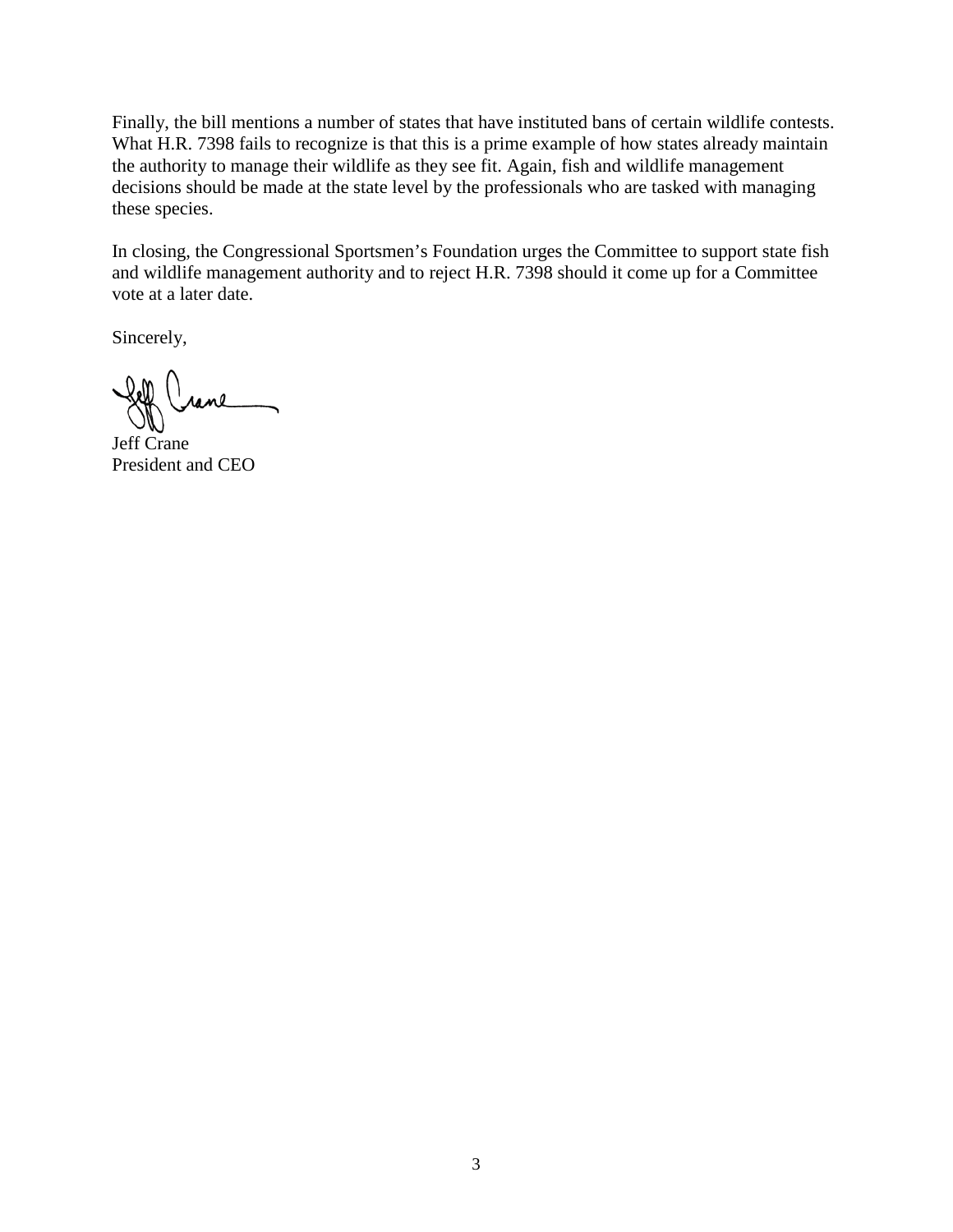Finally, the bill mentions a number of states that have instituted bans of certain wildlife contests. What H.R. 7398 fails to recognize is that this is a prime example of how states already maintain the authority to manage their wildlife as they see fit. Again, fish and wildlife management decisions should be made at the state level by the professionals who are tasked with managing these species.

In closing, the Congressional Sportsmen's Foundation urges the Committee to support state fish and wildlife management authority and to reject H.R. 7398 should it come up for a Committee vote at a later date.

Sincerely,

Jeff Crane
President and CEO